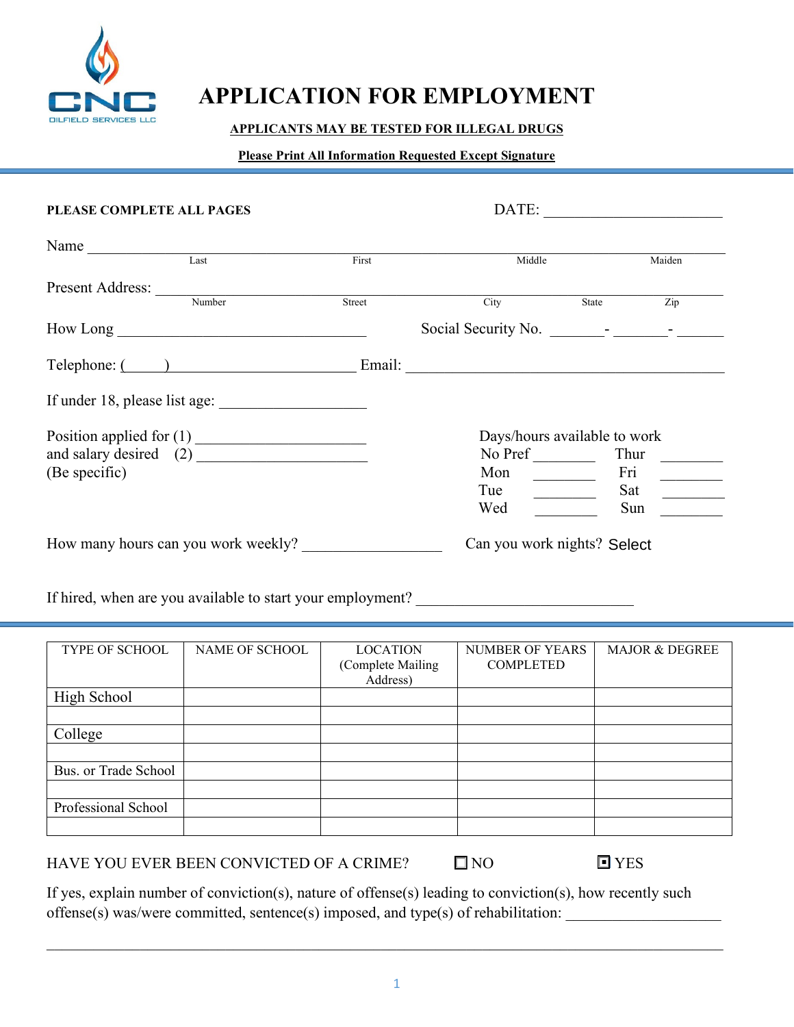CNC OILFIELD SERVICES LLC

# APPLICATION FOR EMPLOYMENT

**APPLICANTS MAY BE TESTED FOR ILLEGAL DRUGS**

**Please Print All Information Requested Except Signature**

**PLEASE COMPLETE ALL PAGES** DATE: ______________________

Name ____________________________________________________________
Last First Middle Maiden

Present Address: ____________________________________________________
Number Street City State Zip

How Long ______________________________ Social Security No. _______- _______- ______

Telephone: (_____) ______________________ Email: ______________________________________

If under 18, please list age: __________________

Position applied for (1) ______________________
and salary desired (2) ______________________
(Be specific)

Days/hours available to work

| | | | |
|---|---|---|---|
| No Pref | ________ | Thur | ________ |
| Mon | ________ | Fri | ________ |
| Tue | ________ | Sat | ________ |
| Wed | ________ | Sun | ________ |

How many hours can you work weekly? __________________ Can you work nights? Select

If hired, when are you available to start your employment? ___________________________

| TYPE OF SCHOOL | NAME OF SCHOOL | LOCATION (Complete Mailing Address) | NUMBER OF YEARS COMPLETED | MAJOR & DEGREE |
|---|---|---|---|---|
| High School | | | | |
| | | | | |
| College | | | | |
| | | | | |
| Bus. or Trade School | | | | |
| | | | | |
| Professional School | | | | |
| | | | | |

HAVE YOU EVER BEEN CONVICTED OF A CRIME? ☐ NO ☒ YES

If yes, explain number of conviction(s), nature of offense(s) leading to conviction(s), how recently such offense(s) was/were committed, sentence(s) imposed, and type(s) of rehabilitation: ____________________

_____________________________________________________________________________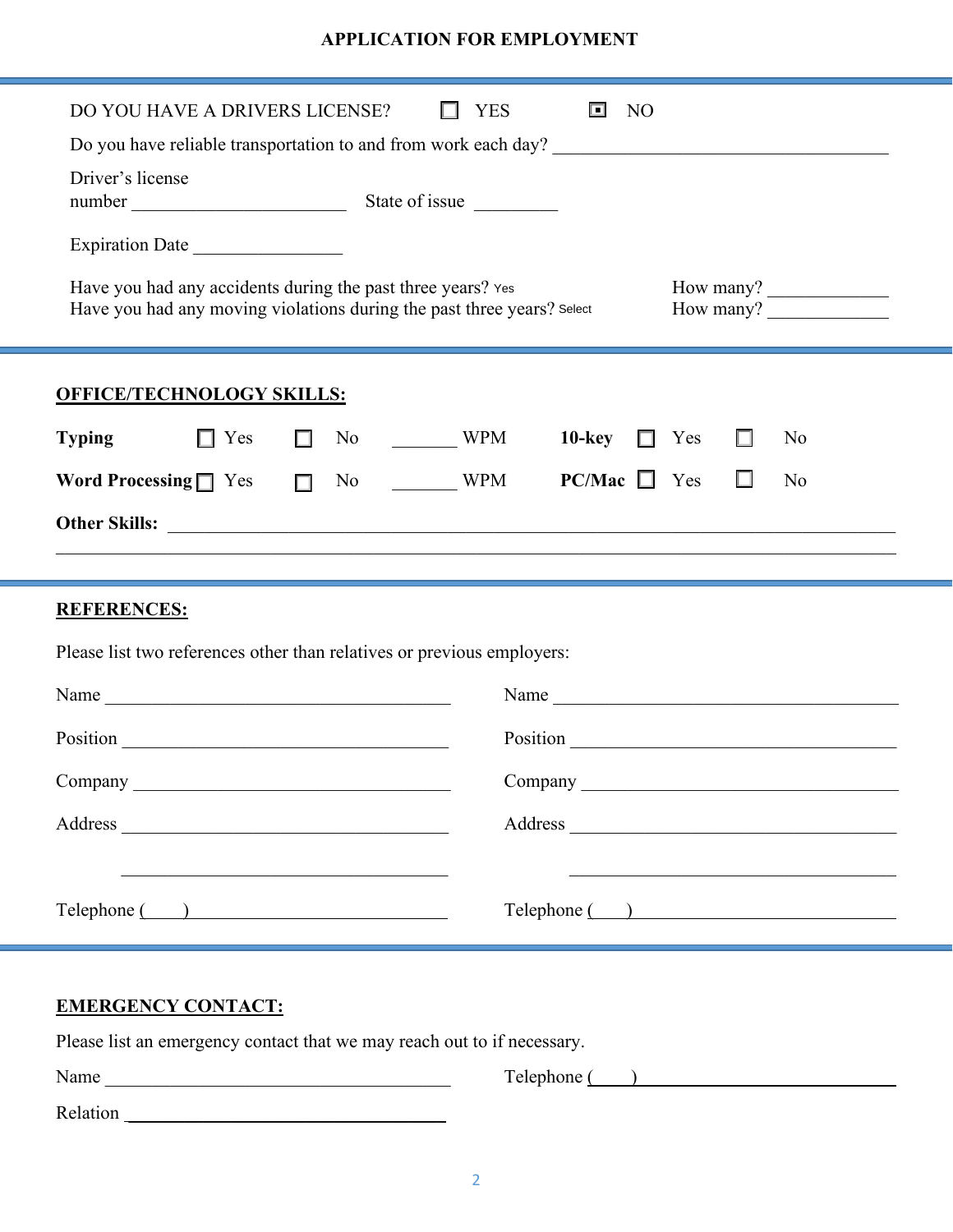## APPLICATION FOR EMPLOYMENT

DO YOU HAVE A DRIVERS LICENSE? ☐ YES ☒ NO

Do you have reliable transportation to and from work each day? ______________________________________

Driver's license number ________________________ State of issue _________

Expiration Date ________________

Have you had any accidents during the past three years? Yes How many? _____________

Have you had any moving violations during the past three years? Select How many? _____________

### OFFICE/TECHNOLOGY SKILLS:

**Typing** ☐ Yes ☐ No _______ WPM **10-key** ☐ Yes ☐ No

**Word Processing** ☐ Yes ☐ No _______ WPM **PC/Mac** ☐ Yes ☐ No

**Other Skills:** ________________________________________________________________________________

________________________________________________________________________________________

### REFERENCES:

Please list two references other than relatives or previous employers:

Name ________________________________________ Name ________________________________________

Position _____________________________________ Position _____________________________________

Company _____________________________________ Company _____________________________________

Address _____________________________________ Address _____________________________________

_____________________________________ _____________________________________

Telephone (____) ____________________________ Telephone (____) ____________________________

### EMERGENCY CONTACT:

Please list an emergency contact that we may reach out to if necessary.

Name ________________________________________ Telephone (____) ____________________________

Relation _____________________________________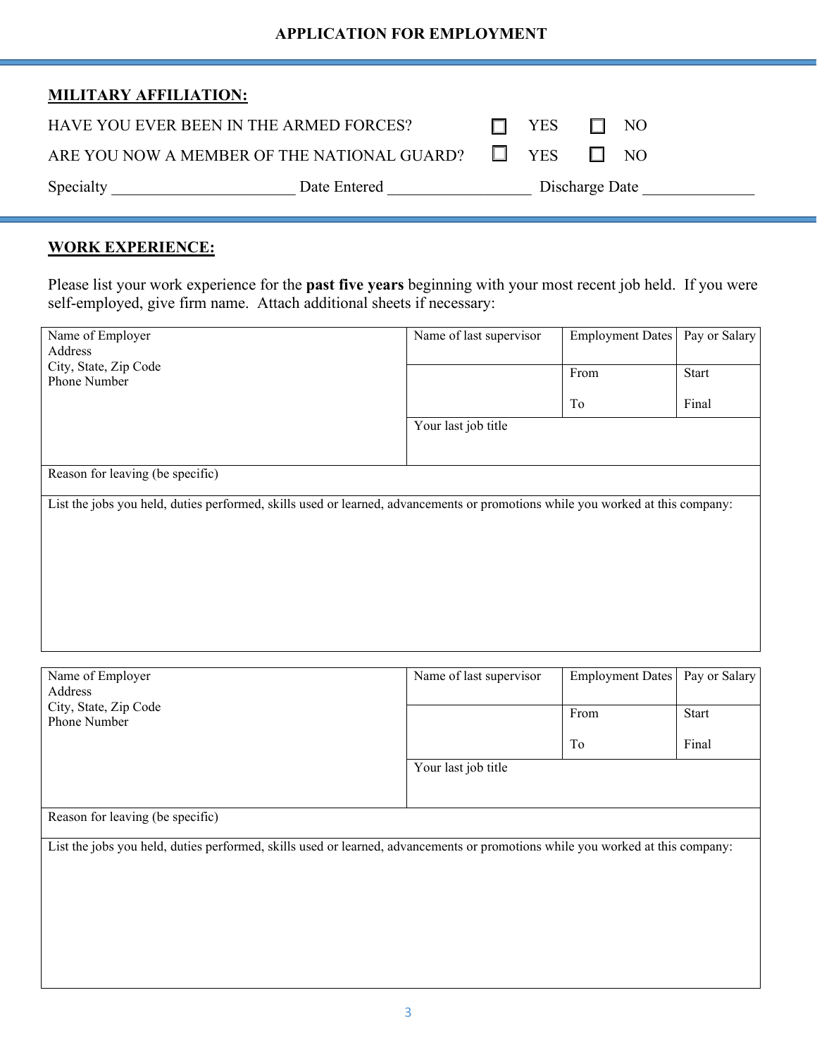**APPLICATION FOR EMPLOYMENT**

**MILITARY AFFILIATION:**

HAVE YOU EVER BEEN IN THE ARMED FORCES? ☐ YES ☐ NO

ARE YOU NOW A MEMBER OF THE NATIONAL GUARD? ☐ YES ☐ NO

Specialty ______________________ Date Entered _________________ Discharge Date _____________

**WORK EXPERIENCE:**

Please list your work experience for the **past five years** beginning with your most recent job held. If you were self-employed, give firm name. Attach additional sheets if necessary:

| Name of Employer<br>Address<br>City, State, Zip Code<br>Phone Number | Name of last supervisor | Employment Dates | Pay or Salary |
|---|---|---|---|
| | | From<br><br>To | Start<br><br>Final |
| | Your last job title | | |
| Reason for leaving (be specific) | | | |
| List the jobs you held, duties performed, skills used or learned, advancements or promotions while you worked at this company: | | | |

| Name of Employer<br>Address<br>City, State, Zip Code<br>Phone Number | Name of last supervisor | Employment Dates | Pay or Salary |
|---|---|---|---|
| | | From<br><br>To | Start<br><br>Final |
| | Your last job title | | |
| Reason for leaving (be specific) | | | |
| List the jobs you held, duties performed, skills used or learned, advancements or promotions while you worked at this company: | | | |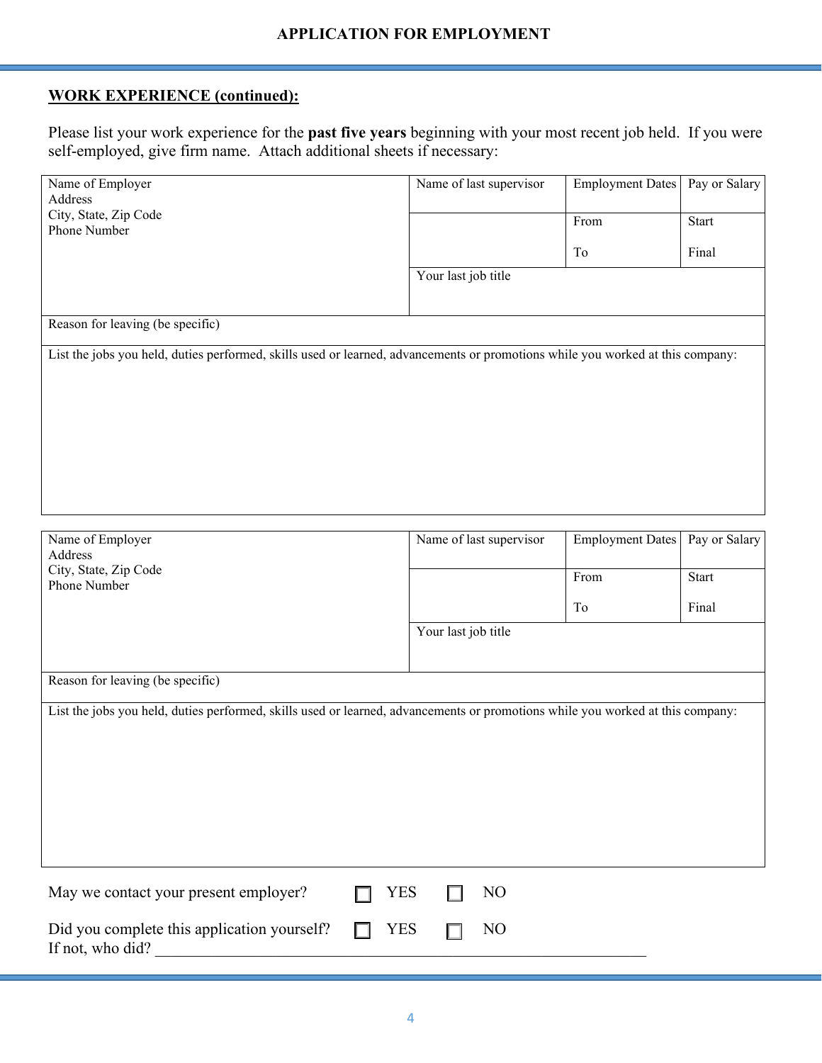**APPLICATION FOR EMPLOYMENT**

## WORK EXPERIENCE (continued):

Please list your work experience for the **past five years** beginning with your most recent job held. If you were self-employed, give firm name. Attach additional sheets if necessary:

| Name of Employer<br>Address<br>City, State, Zip Code<br>Phone Number | Name of last supervisor | Employment Dates | Pay or Salary |
|---|---|---|---|
| | | From<br><br>To | Start<br><br>Final |
| | Your last job title | | |
| Reason for leaving (be specific) | | | |
| List the jobs you held, duties performed, skills used or learned, advancements or promotions while you worked at this company: | | | |

| Name of Employer<br>Address<br>City, State, Zip Code<br>Phone Number | Name of last supervisor | Employment Dates | Pay or Salary |
|---|---|---|---|
| | | From<br><br>To | Start<br><br>Final |
| | Your last job title | | |
| Reason for leaving (be specific) | | | |
| List the jobs you held, duties performed, skills used or learned, advancements or promotions while you worked at this company: | | | |

May we contact your present employer? ☐ YES ☐ NO

Did you complete this application yourself? ☐ YES ☐ NO
If not, who did? ______________________________________________________________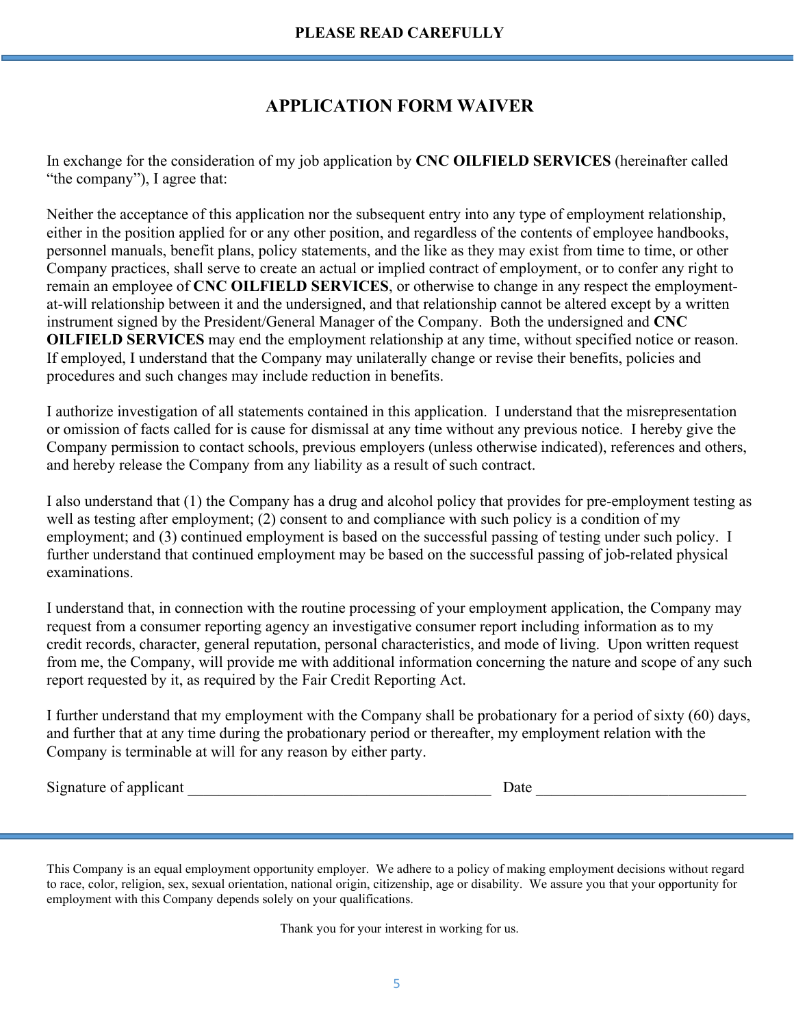**PLEASE READ CAREFULLY**

# APPLICATION FORM WAIVER

In exchange for the consideration of my job application by **CNC OILFIELD SERVICES** (hereinafter called "the company"), I agree that:

Neither the acceptance of this application nor the subsequent entry into any type of employment relationship, either in the position applied for or any other position, and regardless of the contents of employee handbooks, personnel manuals, benefit plans, policy statements, and the like as they may exist from time to time, or other Company practices, shall serve to create an actual or implied contract of employment, or to confer any right to remain an employee of **CNC OILFIELD SERVICES**, or otherwise to change in any respect the employment-at-will relationship between it and the undersigned, and that relationship cannot be altered except by a written instrument signed by the President/General Manager of the Company. Both the undersigned and **CNC OILFIELD SERVICES** may end the employment relationship at any time, without specified notice or reason. If employed, I understand that the Company may unilaterally change or revise their benefits, policies and procedures and such changes may include reduction in benefits.

I authorize investigation of all statements contained in this application. I understand that the misrepresentation or omission of facts called for is cause for dismissal at any time without any previous notice. I hereby give the Company permission to contact schools, previous employers (unless otherwise indicated), references and others, and hereby release the Company from any liability as a result of such contract.

I also understand that (1) the Company has a drug and alcohol policy that provides for pre-employment testing as well as testing after employment; (2) consent to and compliance with such policy is a condition of my employment; and (3) continued employment is based on the successful passing of testing under such policy. I further understand that continued employment may be based on the successful passing of job-related physical examinations.

I understand that, in connection with the routine processing of your employment application, the Company may request from a consumer reporting agency an investigative consumer report including information as to my credit records, character, general reputation, personal characteristics, and mode of living. Upon written request from me, the Company, will provide me with additional information concerning the nature and scope of any such report requested by it, as required by the Fair Credit Reporting Act.

I further understand that my employment with the Company shall be probationary for a period of sixty (60) days, and further that at any time during the probationary period or thereafter, my employment relation with the Company is terminable at will for any reason by either party.

Signature of applicant ______________________________________ Date __________________________

---

This Company is an equal employment opportunity employer. We adhere to a policy of making employment decisions without regard to race, color, religion, sex, sexual orientation, national origin, citizenship, age or disability. We assure you that your opportunity for employment with this Company depends solely on your qualifications.

Thank you for your interest in working for us.